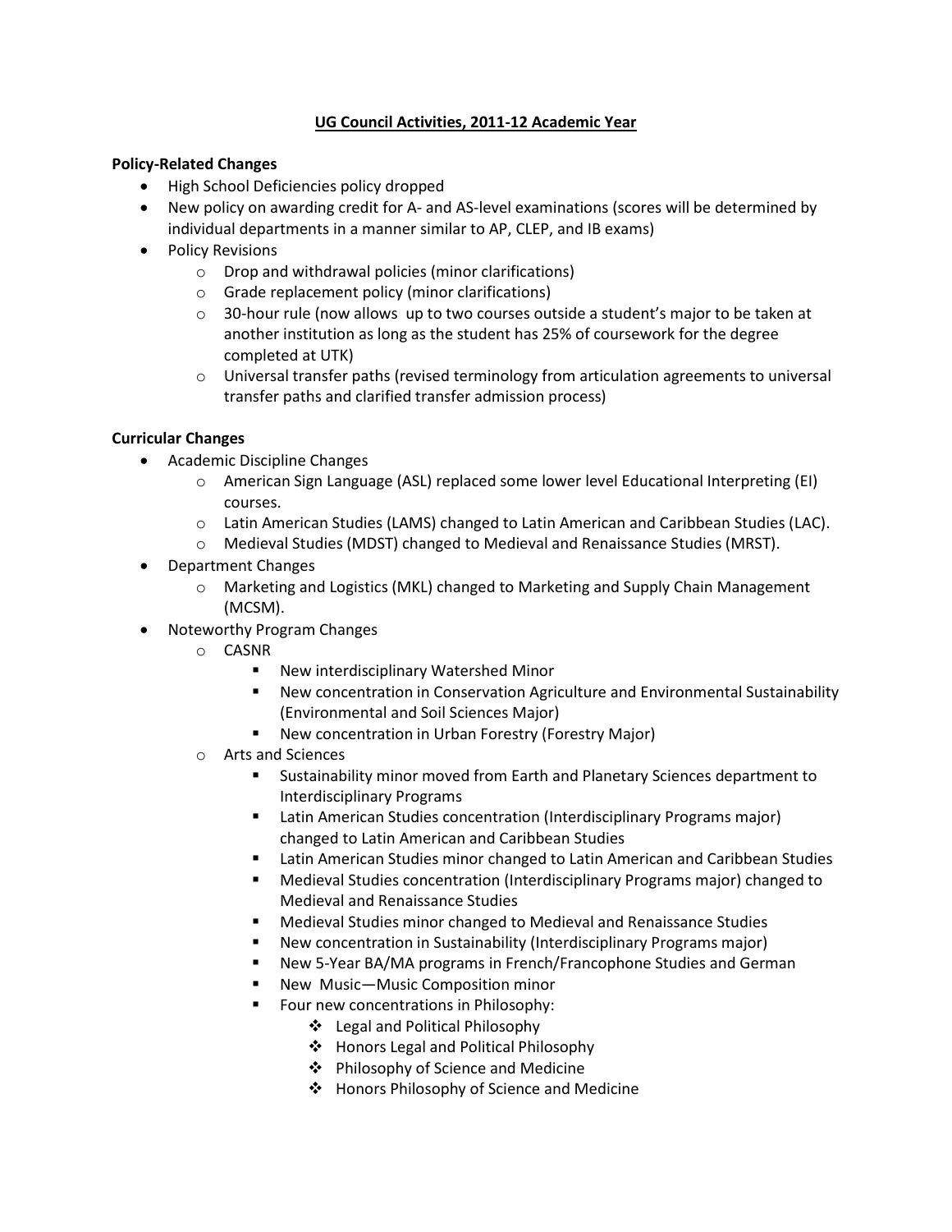# UG Council Activities, 2011-12 Academic Year

**Policy-Related Changes**

- High School Deficiencies policy dropped
- New policy on awarding credit for A- and AS-level examinations (scores will be determined by individual departments in a manner similar to AP, CLEP, and IB exams)
- Policy Revisions
  - Drop and withdrawal policies (minor clarifications)
  - Grade replacement policy (minor clarifications)
  - 30-hour rule (now allows up to two courses outside a student's major to be taken at another institution as long as the student has 25% of coursework for the degree completed at UTK)
  - Universal transfer paths (revised terminology from articulation agreements to universal transfer paths and clarified transfer admission process)

**Curricular Changes**

- Academic Discipline Changes
  - American Sign Language (ASL) replaced some lower level Educational Interpreting (EI) courses.
  - Latin American Studies (LAMS) changed to Latin American and Caribbean Studies (LAC).
  - Medieval Studies (MDST) changed to Medieval and Renaissance Studies (MRST).
- Department Changes
  - Marketing and Logistics (MKL) changed to Marketing and Supply Chain Management (MCSM).
- Noteworthy Program Changes
  - CASNR
    - New interdisciplinary Watershed Minor
    - New concentration in Conservation Agriculture and Environmental Sustainability (Environmental and Soil Sciences Major)
    - New concentration in Urban Forestry (Forestry Major)
  - Arts and Sciences
    - Sustainability minor moved from Earth and Planetary Sciences department to Interdisciplinary Programs
    - Latin American Studies concentration (Interdisciplinary Programs major) changed to Latin American and Caribbean Studies
    - Latin American Studies minor changed to Latin American and Caribbean Studies
    - Medieval Studies concentration (Interdisciplinary Programs major) changed to Medieval and Renaissance Studies
    - Medieval Studies minor changed to Medieval and Renaissance Studies
    - New concentration in Sustainability (Interdisciplinary Programs major)
    - New 5-Year BA/MA programs in French/Francophone Studies and German
    - New Music—Music Composition minor
    - Four new concentrations in Philosophy:
      - Legal and Political Philosophy
      - Honors Legal and Political Philosophy
      - Philosophy of Science and Medicine
      - Honors Philosophy of Science and Medicine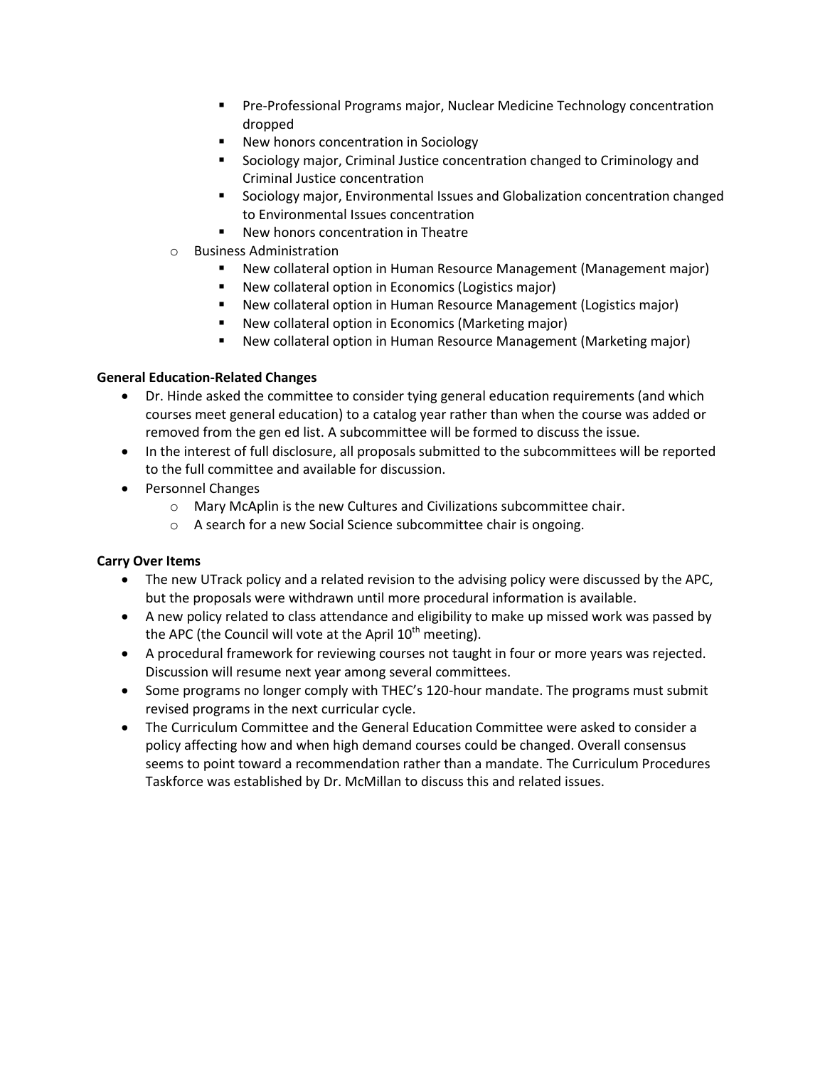- Pre-Professional Programs major, Nuclear Medicine Technology concentration dropped
    - New honors concentration in Sociology
    - Sociology major, Criminal Justice concentration changed to Criminology and Criminal Justice concentration
    - Sociology major, Environmental Issues and Globalization concentration changed to Environmental Issues concentration
    - New honors concentration in Theatre
  - Business Administration
    - New collateral option in Human Resource Management (Management major)
    - New collateral option in Economics (Logistics major)
    - New collateral option in Human Resource Management (Logistics major)
    - New collateral option in Economics (Marketing major)
    - New collateral option in Human Resource Management (Marketing major)

**General Education-Related Changes**

- Dr. Hinde asked the committee to consider tying general education requirements (and which courses meet general education) to a catalog year rather than when the course was added or removed from the gen ed list. A subcommittee will be formed to discuss the issue.
- In the interest of full disclosure, all proposals submitted to the subcommittees will be reported to the full committee and available for discussion.
- Personnel Changes
  - Mary McAplin is the new Cultures and Civilizations subcommittee chair.
  - A search for a new Social Science subcommittee chair is ongoing.

**Carry Over Items**

- The new UTrack policy and a related revision to the advising policy were discussed by the APC, but the proposals were withdrawn until more procedural information is available.
- A new policy related to class attendance and eligibility to make up missed work was passed by the APC (the Council will vote at the April 10th meeting).
- A procedural framework for reviewing courses not taught in four or more years was rejected. Discussion will resume next year among several committees.
- Some programs no longer comply with THEC's 120-hour mandate. The programs must submit revised programs in the next curricular cycle.
- The Curriculum Committee and the General Education Committee were asked to consider a policy affecting how and when high demand courses could be changed. Overall consensus seems to point toward a recommendation rather than a mandate. The Curriculum Procedures Taskforce was established by Dr. McMillan to discuss this and related issues.